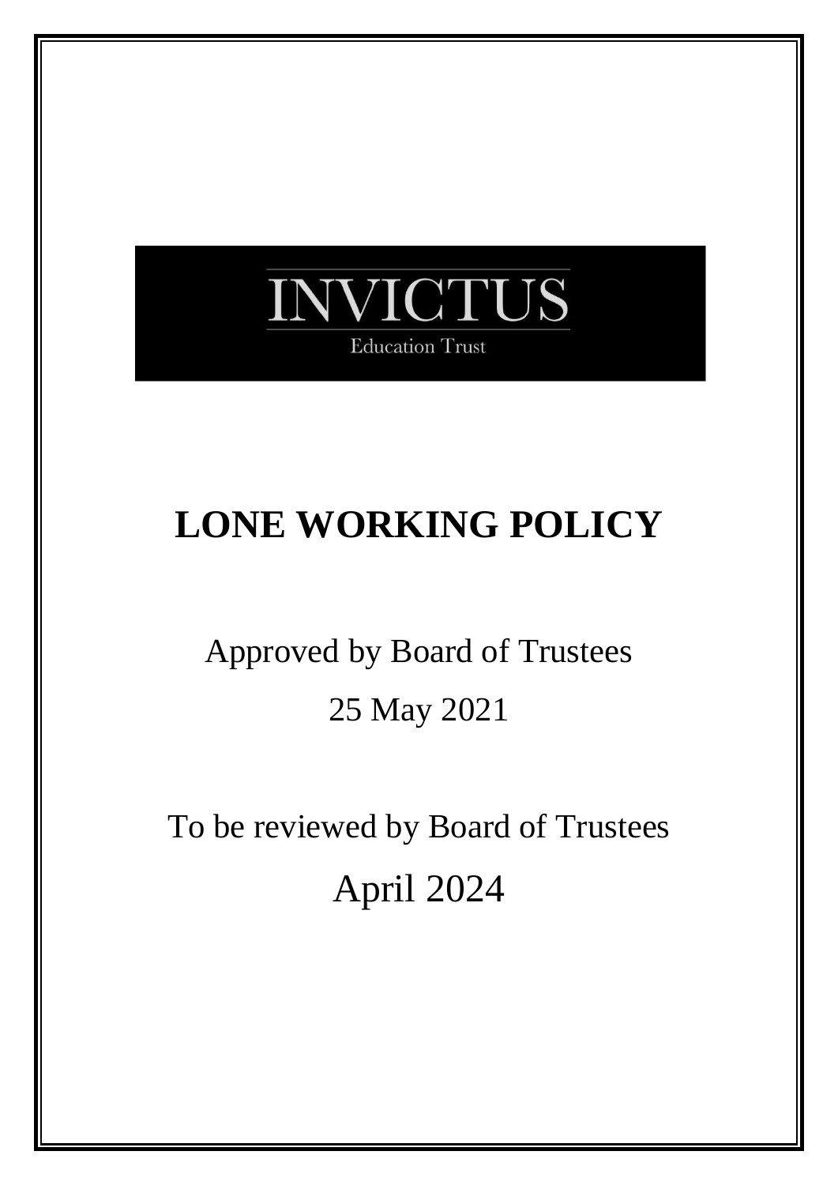INVICTUS

Education Trust

# LONE WORKING POLICY

Approved by Board of Trustees

25 May 2021

To be reviewed by Board of Trustees

April 2024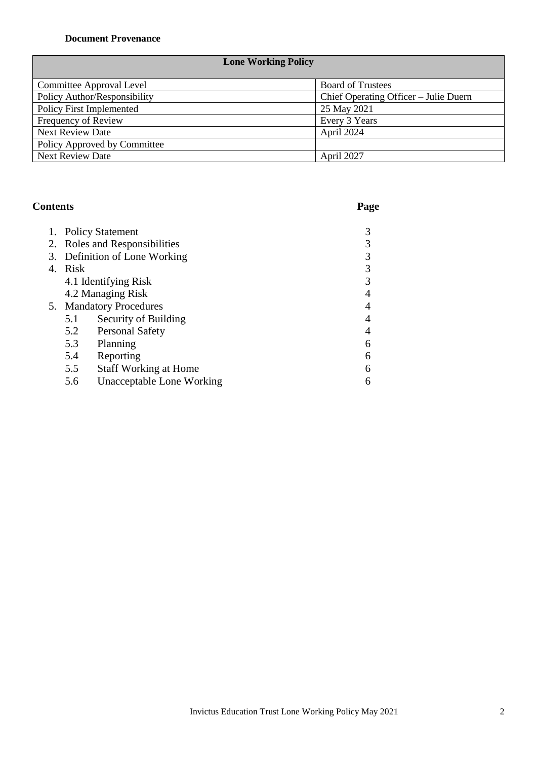**Document Provenance**

| Lone Working Policy | |
|---|---|
| Committee Approval Level | Board of Trustees |
| Policy Author/Responsibility | Chief Operating Officer – Julie Duern |
| Policy First Implemented | 25 May 2021 |
| Frequency of Review | Every 3 Years |
| Next Review Date | April 2024 |
| Policy Approved by Committee | |
| Next Review Date | April 2027 |

## Contents

| | Page |
|---|---|
| 1. Policy Statement | 3 |
| 2. Roles and Responsibilities | 3 |
| 3. Definition of Lone Working | 3 |
| 4. Risk | 3 |
| 4.1 Identifying Risk | 3 |
| 4.2 Managing Risk | 4 |
| 5. Mandatory Procedures | 4 |
| 5.1 Security of Building | 4 |
| 5.2 Personal Safety | 4 |
| 5.3 Planning | 6 |
| 5.4 Reporting | 6 |
| 5.5 Staff Working at Home | 6 |
| 5.6 Unacceptable Lone Working | 6 |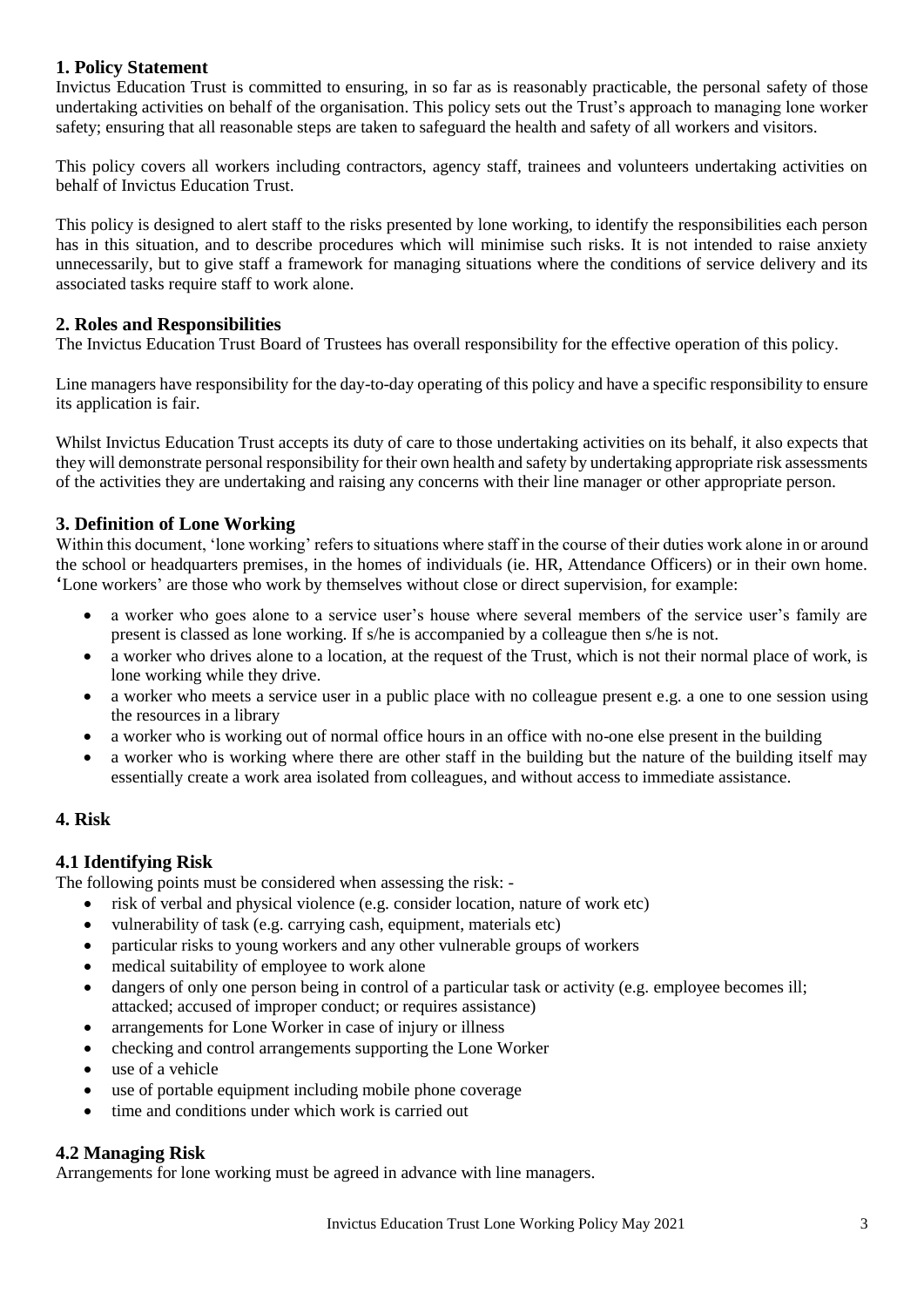## 1. Policy Statement

Invictus Education Trust is committed to ensuring, in so far as is reasonably practicable, the personal safety of those undertaking activities on behalf of the organisation. This policy sets out the Trust's approach to managing lone worker safety; ensuring that all reasonable steps are taken to safeguard the health and safety of all workers and visitors.

This policy covers all workers including contractors, agency staff, trainees and volunteers undertaking activities on behalf of Invictus Education Trust.

This policy is designed to alert staff to the risks presented by lone working, to identify the responsibilities each person has in this situation, and to describe procedures which will minimise such risks. It is not intended to raise anxiety unnecessarily, but to give staff a framework for managing situations where the conditions of service delivery and its associated tasks require staff to work alone.

## 2. Roles and Responsibilities

The Invictus Education Trust Board of Trustees has overall responsibility for the effective operation of this policy.

Line managers have responsibility for the day-to-day operating of this policy and have a specific responsibility to ensure its application is fair.

Whilst Invictus Education Trust accepts its duty of care to those undertaking activities on its behalf, it also expects that they will demonstrate personal responsibility for their own health and safety by undertaking appropriate risk assessments of the activities they are undertaking and raising any concerns with their line manager or other appropriate person.

## 3. Definition of Lone Working

Within this document, 'lone working' refers to situations where staff in the course of their duties work alone in or around the school or headquarters premises, in the homes of individuals (ie. HR, Attendance Officers) or in their own home. 'Lone workers' are those who work by themselves without close or direct supervision, for example:

- a worker who goes alone to a service user's house where several members of the service user's family are present is classed as lone working. If s/he is accompanied by a colleague then s/he is not.
- a worker who drives alone to a location, at the request of the Trust, which is not their normal place of work, is lone working while they drive.
- a worker who meets a service user in a public place with no colleague present e.g. a one to one session using the resources in a library
- a worker who is working out of normal office hours in an office with no-one else present in the building
- a worker who is working where there are other staff in the building but the nature of the building itself may essentially create a work area isolated from colleagues, and without access to immediate assistance.

## 4. Risk

### 4.1 Identifying Risk

The following points must be considered when assessing the risk: -

- risk of verbal and physical violence (e.g. consider location, nature of work etc)
- vulnerability of task (e.g. carrying cash, equipment, materials etc)
- particular risks to young workers and any other vulnerable groups of workers
- medical suitability of employee to work alone
- dangers of only one person being in control of a particular task or activity (e.g. employee becomes ill; attacked; accused of improper conduct; or requires assistance)
- arrangements for Lone Worker in case of injury or illness
- checking and control arrangements supporting the Lone Worker
- use of a vehicle
- use of portable equipment including mobile phone coverage
- time and conditions under which work is carried out

### 4.2 Managing Risk

Arrangements for lone working must be agreed in advance with line managers.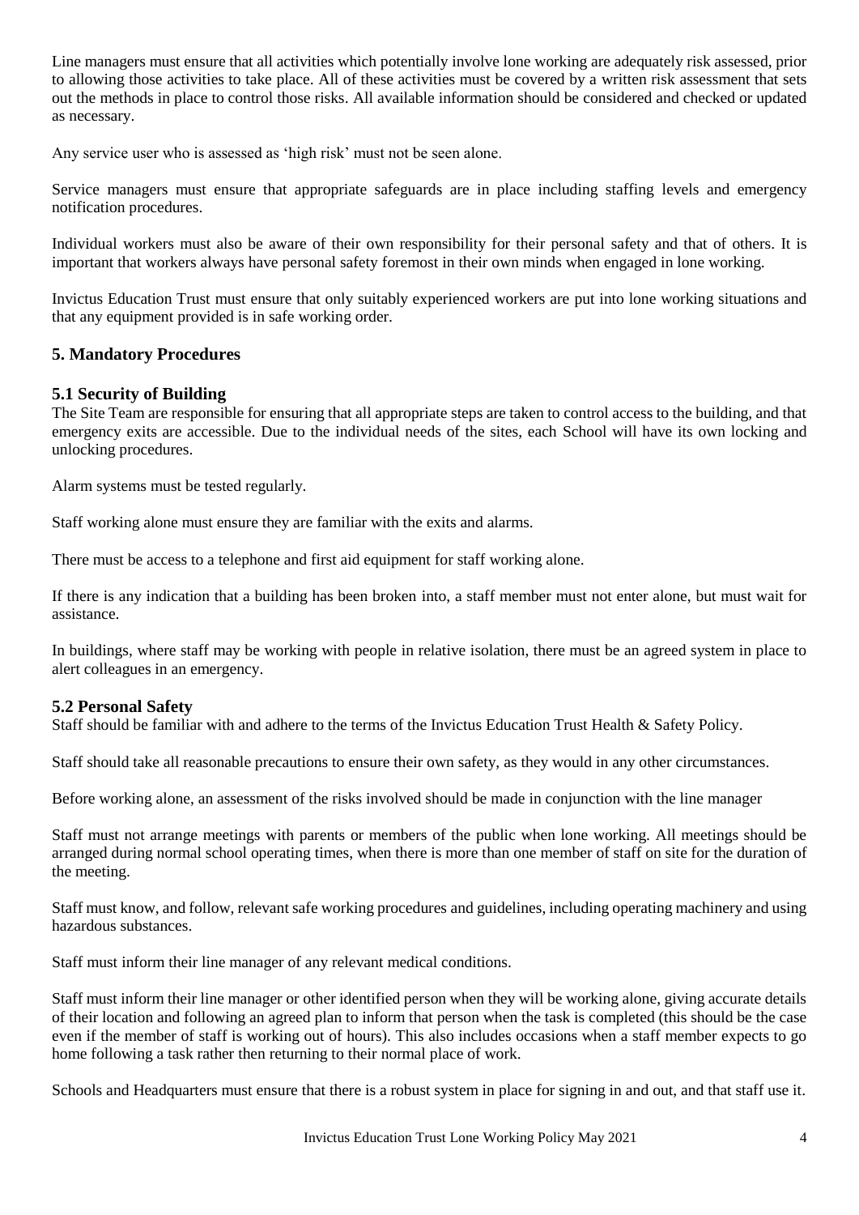Line managers must ensure that all activities which potentially involve lone working are adequately risk assessed, prior to allowing those activities to take place. All of these activities must be covered by a written risk assessment that sets out the methods in place to control those risks. All available information should be considered and checked or updated as necessary.

Any service user who is assessed as 'high risk' must not be seen alone.

Service managers must ensure that appropriate safeguards are in place including staffing levels and emergency notification procedures.

Individual workers must also be aware of their own responsibility for their personal safety and that of others. It is important that workers always have personal safety foremost in their own minds when engaged in lone working.

Invictus Education Trust must ensure that only suitably experienced workers are put into lone working situations and that any equipment provided is in safe working order.

## 5. Mandatory Procedures

### 5.1 Security of Building

The Site Team are responsible for ensuring that all appropriate steps are taken to control access to the building, and that emergency exits are accessible. Due to the individual needs of the sites, each School will have its own locking and unlocking procedures.

Alarm systems must be tested regularly.

Staff working alone must ensure they are familiar with the exits and alarms.

There must be access to a telephone and first aid equipment for staff working alone.

If there is any indication that a building has been broken into, a staff member must not enter alone, but must wait for assistance.

In buildings, where staff may be working with people in relative isolation, there must be an agreed system in place to alert colleagues in an emergency.

### 5.2 Personal Safety

Staff should be familiar with and adhere to the terms of the Invictus Education Trust Health & Safety Policy.

Staff should take all reasonable precautions to ensure their own safety, as they would in any other circumstances.

Before working alone, an assessment of the risks involved should be made in conjunction with the line manager

Staff must not arrange meetings with parents or members of the public when lone working. All meetings should be arranged during normal school operating times, when there is more than one member of staff on site for the duration of the meeting.

Staff must know, and follow, relevant safe working procedures and guidelines, including operating machinery and using hazardous substances.

Staff must inform their line manager of any relevant medical conditions.

Staff must inform their line manager or other identified person when they will be working alone, giving accurate details of their location and following an agreed plan to inform that person when the task is completed (this should be the case even if the member of staff is working out of hours). This also includes occasions when a staff member expects to go home following a task rather then returning to their normal place of work.

Schools and Headquarters must ensure that there is a robust system in place for signing in and out, and that staff use it.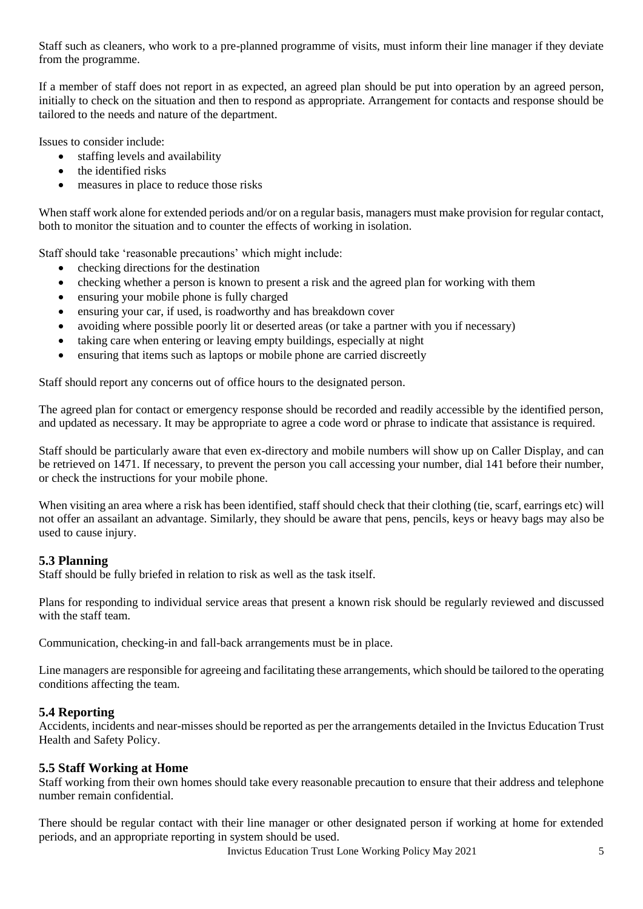Staff such as cleaners, who work to a pre-planned programme of visits, must inform their line manager if they deviate from the programme.

If a member of staff does not report in as expected, an agreed plan should be put into operation by an agreed person, initially to check on the situation and then to respond as appropriate. Arrangement for contacts and response should be tailored to the needs and nature of the department.

Issues to consider include:

- staffing levels and availability
- the identified risks
- measures in place to reduce those risks

When staff work alone for extended periods and/or on a regular basis, managers must make provision for regular contact, both to monitor the situation and to counter the effects of working in isolation.

Staff should take 'reasonable precautions' which might include:

- checking directions for the destination
- checking whether a person is known to present a risk and the agreed plan for working with them
- ensuring your mobile phone is fully charged
- ensuring your car, if used, is roadworthy and has breakdown cover
- avoiding where possible poorly lit or deserted areas (or take a partner with you if necessary)
- taking care when entering or leaving empty buildings, especially at night
- ensuring that items such as laptops or mobile phone are carried discreetly

Staff should report any concerns out of office hours to the designated person.

The agreed plan for contact or emergency response should be recorded and readily accessible by the identified person, and updated as necessary. It may be appropriate to agree a code word or phrase to indicate that assistance is required.

Staff should be particularly aware that even ex-directory and mobile numbers will show up on Caller Display, and can be retrieved on 1471. If necessary, to prevent the person you call accessing your number, dial 141 before their number, or check the instructions for your mobile phone.

When visiting an area where a risk has been identified, staff should check that their clothing (tie, scarf, earrings etc) will not offer an assailant an advantage. Similarly, they should be aware that pens, pencils, keys or heavy bags may also be used to cause injury.

### 5.3 Planning

Staff should be fully briefed in relation to risk as well as the task itself.

Plans for responding to individual service areas that present a known risk should be regularly reviewed and discussed with the staff team.

Communication, checking-in and fall-back arrangements must be in place.

Line managers are responsible for agreeing and facilitating these arrangements, which should be tailored to the operating conditions affecting the team.

### 5.4 Reporting

Accidents, incidents and near-misses should be reported as per the arrangements detailed in the Invictus Education Trust Health and Safety Policy.

### 5.5 Staff Working at Home

Staff working from their own homes should take every reasonable precaution to ensure that their address and telephone number remain confidential.

There should be regular contact with their line manager or other designated person if working at home for extended periods, and an appropriate reporting in system should be used.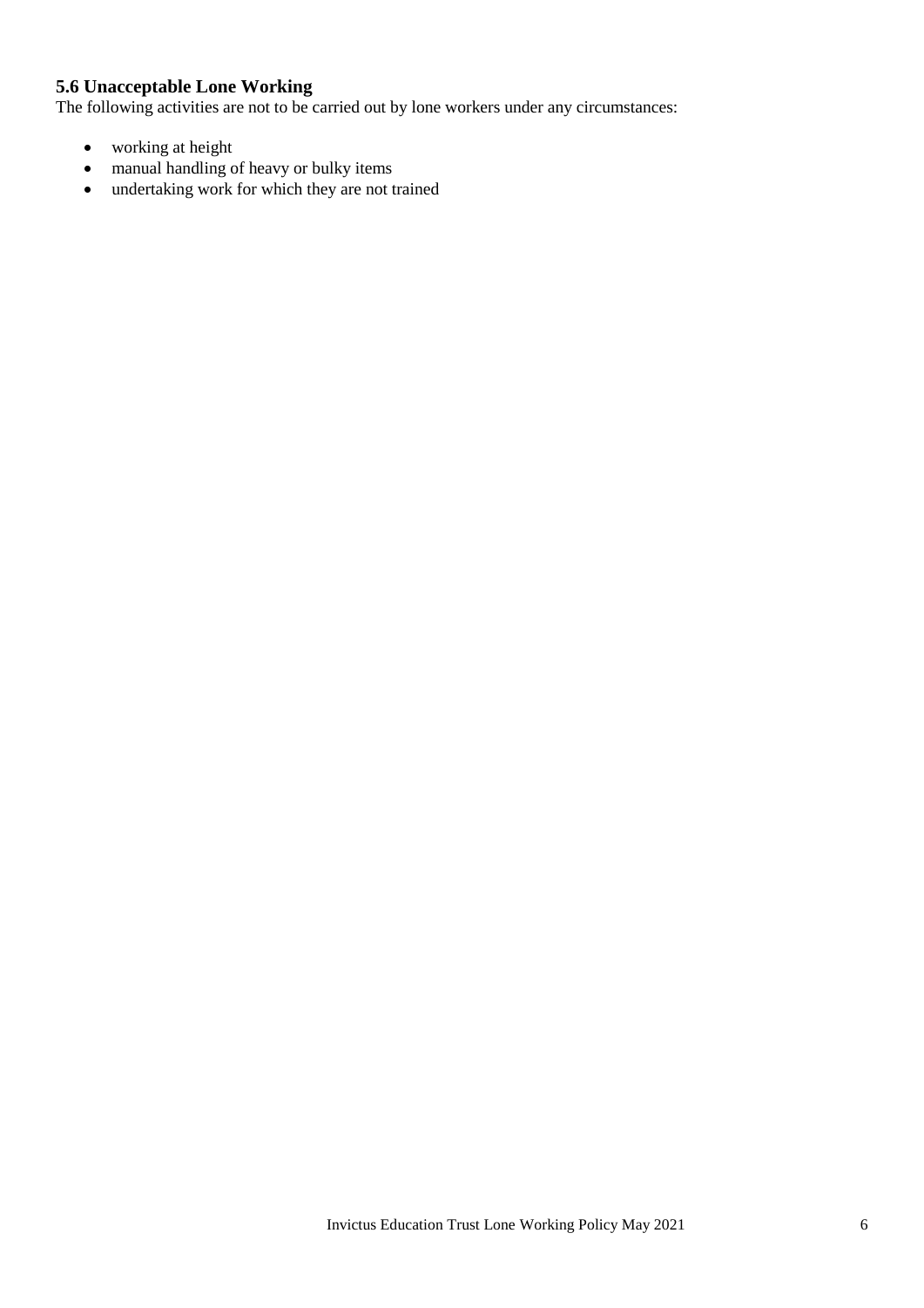### 5.6 Unacceptable Lone Working

The following activities are not to be carried out by lone workers under any circumstances:

- working at height
- manual handling of heavy or bulky items
- undertaking work for which they are not trained